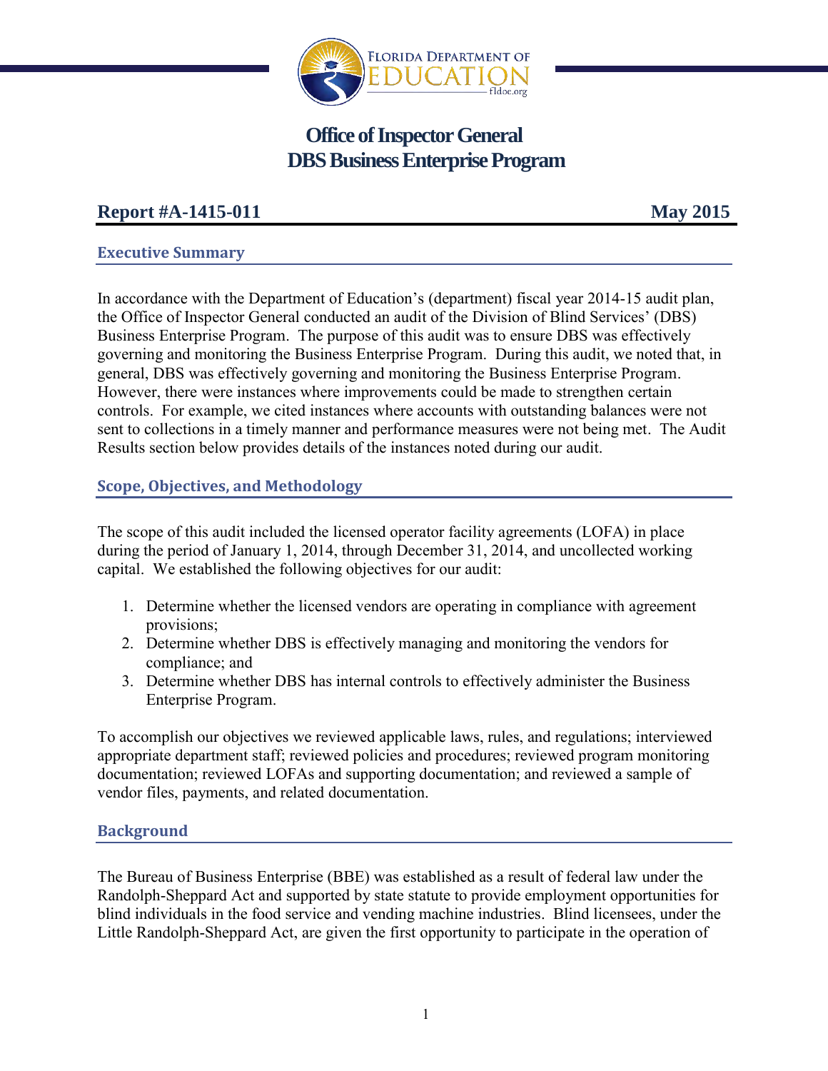# Office of Inspector General
# DBS Business Enterprise Program

**Report #A-1415-011** **May 2015**

## Executive Summary

In accordance with the Department of Education's (department) fiscal year 2014-15 audit plan, the Office of Inspector General conducted an audit of the Division of Blind Services' (DBS) Business Enterprise Program. The purpose of this audit was to ensure DBS was effectively governing and monitoring the Business Enterprise Program. During this audit, we noted that, in general, DBS was effectively governing and monitoring the Business Enterprise Program. However, there were instances where improvements could be made to strengthen certain controls. For example, we cited instances where accounts with outstanding balances were not sent to collections in a timely manner and performance measures were not being met. The Audit Results section below provides details of the instances noted during our audit.

## Scope, Objectives, and Methodology

The scope of this audit included the licensed operator facility agreements (LOFA) in place during the period of January 1, 2014, through December 31, 2014, and uncollected working capital. We established the following objectives for our audit:

1. Determine whether the licensed vendors are operating in compliance with agreement provisions;
2. Determine whether DBS is effectively managing and monitoring the vendors for compliance; and
3. Determine whether DBS has internal controls to effectively administer the Business Enterprise Program.

To accomplish our objectives we reviewed applicable laws, rules, and regulations; interviewed appropriate department staff; reviewed policies and procedures; reviewed program monitoring documentation; reviewed LOFAs and supporting documentation; and reviewed a sample of vendor files, payments, and related documentation.

## Background

The Bureau of Business Enterprise (BBE) was established as a result of federal law under the Randolph-Sheppard Act and supported by state statute to provide employment opportunities for blind individuals in the food service and vending machine industries. Blind licensees, under the Little Randolph-Sheppard Act, are given the first opportunity to participate in the operation of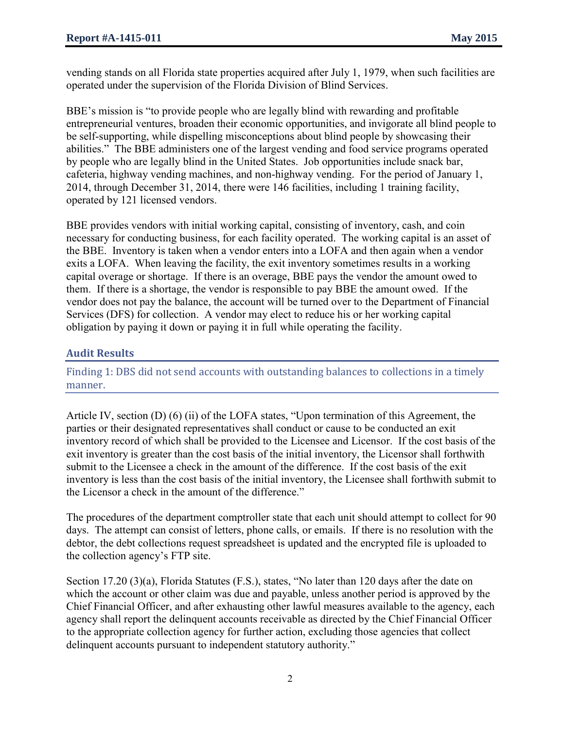vending stands on all Florida state properties acquired after July 1, 1979, when such facilities are operated under the supervision of the Florida Division of Blind Services.

BBE's mission is "to provide people who are legally blind with rewarding and profitable entrepreneurial ventures, broaden their economic opportunities, and invigorate all blind people to be self-supporting, while dispelling misconceptions about blind people by showcasing their abilities." The BBE administers one of the largest vending and food service programs operated by people who are legally blind in the United States. Job opportunities include snack bar, cafeteria, highway vending machines, and non-highway vending. For the period of January 1, 2014, through December 31, 2014, there were 146 facilities, including 1 training facility, operated by 121 licensed vendors.

BBE provides vendors with initial working capital, consisting of inventory, cash, and coin necessary for conducting business, for each facility operated. The working capital is an asset of the BBE. Inventory is taken when a vendor enters into a LOFA and then again when a vendor exits a LOFA. When leaving the facility, the exit inventory sometimes results in a working capital overage or shortage. If there is an overage, BBE pays the vendor the amount owed to them. If there is a shortage, the vendor is responsible to pay BBE the amount owed. If the vendor does not pay the balance, the account will be turned over to the Department of Financial Services (DFS) for collection. A vendor may elect to reduce his or her working capital obligation by paying it down or paying it in full while operating the facility.

## Audit Results

### Finding 1: DBS did not send accounts with outstanding balances to collections in a timely manner.

Article IV, section (D) (6) (ii) of the LOFA states, "Upon termination of this Agreement, the parties or their designated representatives shall conduct or cause to be conducted an exit inventory record of which shall be provided to the Licensee and Licensor. If the cost basis of the exit inventory is greater than the cost basis of the initial inventory, the Licensor shall forthwith submit to the Licensee a check in the amount of the difference. If the cost basis of the exit inventory is less than the cost basis of the initial inventory, the Licensee shall forthwith submit to the Licensor a check in the amount of the difference."

The procedures of the department comptroller state that each unit should attempt to collect for 90 days. The attempt can consist of letters, phone calls, or emails. If there is no resolution with the debtor, the debt collections request spreadsheet is updated and the encrypted file is uploaded to the collection agency's FTP site.

Section 17.20 (3)(a), Florida Statutes (F.S.), states, "No later than 120 days after the date on which the account or other claim was due and payable, unless another period is approved by the Chief Financial Officer, and after exhausting other lawful measures available to the agency, each agency shall report the delinquent accounts receivable as directed by the Chief Financial Officer to the appropriate collection agency for further action, excluding those agencies that collect delinquent accounts pursuant to independent statutory authority."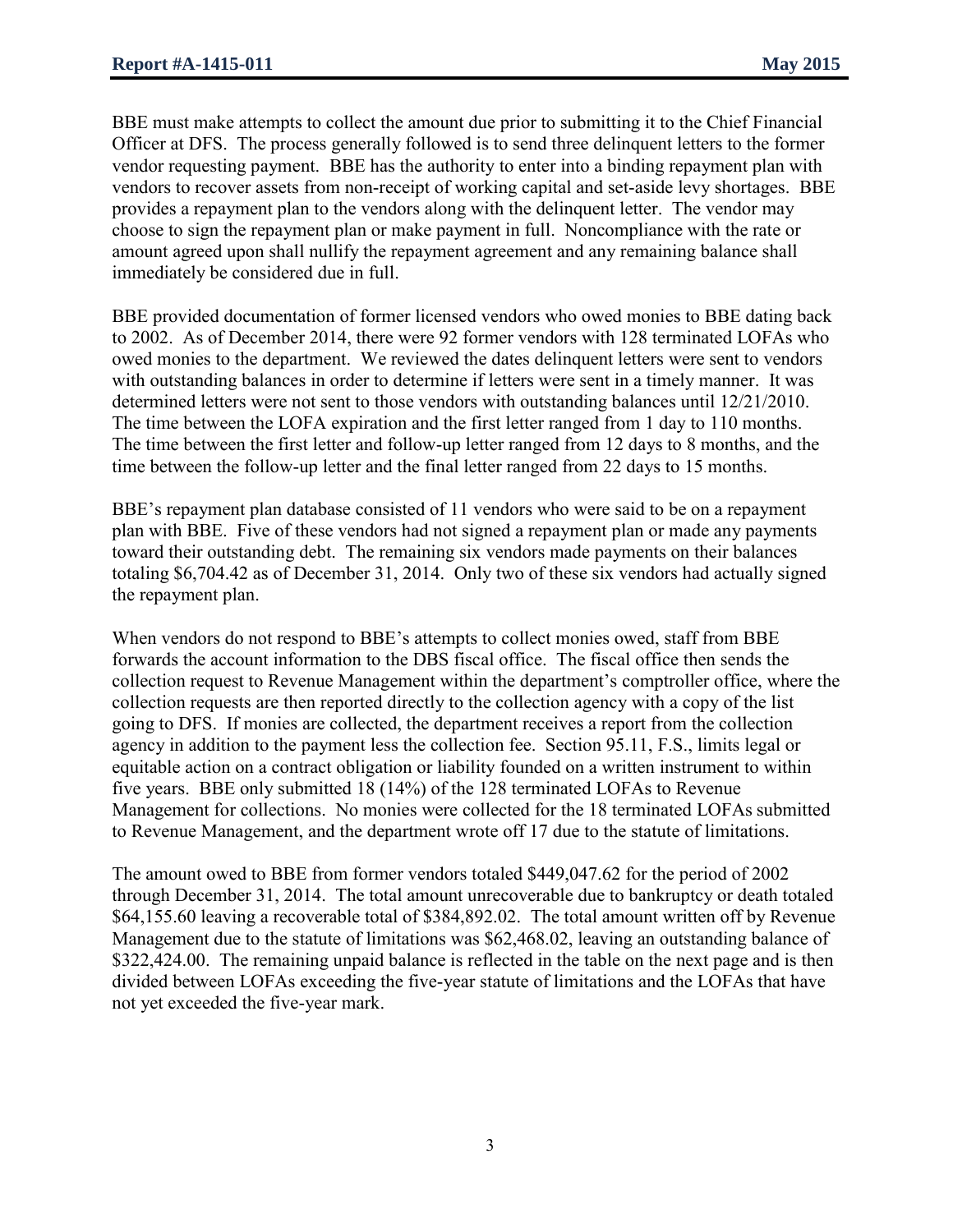BBE must make attempts to collect the amount due prior to submitting it to the Chief Financial Officer at DFS. The process generally followed is to send three delinquent letters to the former vendor requesting payment. BBE has the authority to enter into a binding repayment plan with vendors to recover assets from non-receipt of working capital and set-aside levy shortages. BBE provides a repayment plan to the vendors along with the delinquent letter. The vendor may choose to sign the repayment plan or make payment in full. Noncompliance with the rate or amount agreed upon shall nullify the repayment agreement and any remaining balance shall immediately be considered due in full.

BBE provided documentation of former licensed vendors who owed monies to BBE dating back to 2002. As of December 2014, there were 92 former vendors with 128 terminated LOFAs who owed monies to the department. We reviewed the dates delinquent letters were sent to vendors with outstanding balances in order to determine if letters were sent in a timely manner. It was determined letters were not sent to those vendors with outstanding balances until 12/21/2010. The time between the LOFA expiration and the first letter ranged from 1 day to 110 months. The time between the first letter and follow-up letter ranged from 12 days to 8 months, and the time between the follow-up letter and the final letter ranged from 22 days to 15 months.

BBE's repayment plan database consisted of 11 vendors who were said to be on a repayment plan with BBE. Five of these vendors had not signed a repayment plan or made any payments toward their outstanding debt. The remaining six vendors made payments on their balances totaling $6,704.42 as of December 31, 2014. Only two of these six vendors had actually signed the repayment plan.

When vendors do not respond to BBE's attempts to collect monies owed, staff from BBE forwards the account information to the DBS fiscal office. The fiscal office then sends the collection request to Revenue Management within the department's comptroller office, where the collection requests are then reported directly to the collection agency with a copy of the list going to DFS. If monies are collected, the department receives a report from the collection agency in addition to the payment less the collection fee. Section 95.11, F.S., limits legal or equitable action on a contract obligation or liability founded on a written instrument to within five years. BBE only submitted 18 (14%) of the 128 terminated LOFAs to Revenue Management for collections. No monies were collected for the 18 terminated LOFAs submitted to Revenue Management, and the department wrote off 17 due to the statute of limitations.

The amount owed to BBE from former vendors totaled $449,047.62 for the period of 2002 through December 31, 2014. The total amount unrecoverable due to bankruptcy or death totaled $64,155.60 leaving a recoverable total of $384,892.02. The total amount written off by Revenue Management due to the statute of limitations was $62,468.02, leaving an outstanding balance of $322,424.00. The remaining unpaid balance is reflected in the table on the next page and is then divided between LOFAs exceeding the five-year statute of limitations and the LOFAs that have not yet exceeded the five-year mark.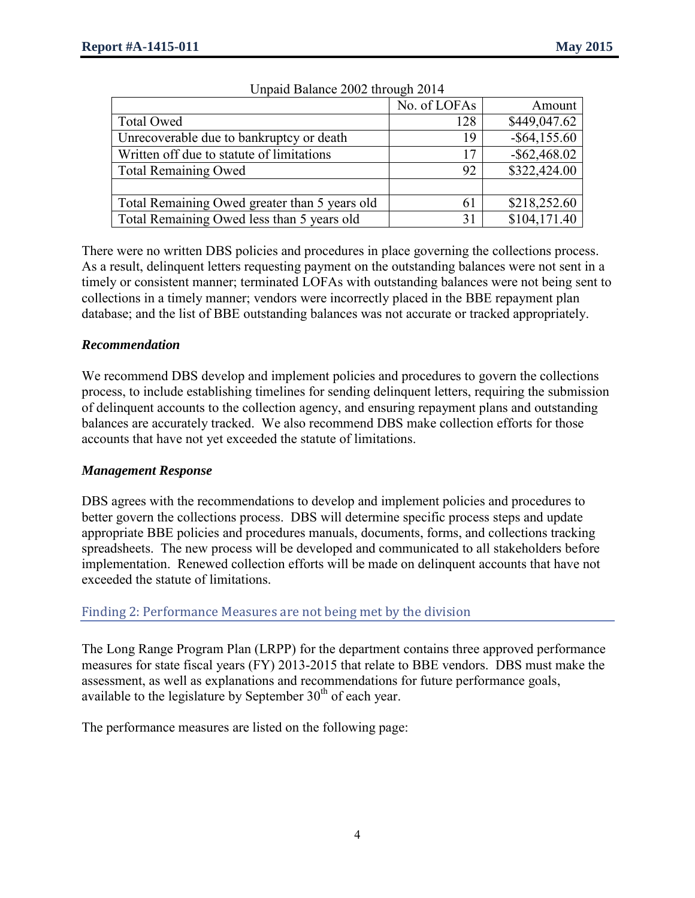Unpaid Balance 2002 through 2014

| | No. of LOFAs | Amount |
|---|---|---|
| Total Owed | 128 | $449,047.62 |
| Unrecoverable due to bankruptcy or death | 19 | -$64,155.60 |
| Written off due to statute of limitations | 17 | -$62,468.02 |
| Total Remaining Owed | 92 | $322,424.00 |
| | | |
| Total Remaining Owed greater than 5 years old | 61 | $218,252.60 |
| Total Remaining Owed less than 5 years old | 31 | $104,171.40 |

There were no written DBS policies and procedures in place governing the collections process. As a result, delinquent letters requesting payment on the outstanding balances were not sent in a timely or consistent manner; terminated LOFAs with outstanding balances were not being sent to collections in a timely manner; vendors were incorrectly placed in the BBE repayment plan database; and the list of BBE outstanding balances was not accurate or tracked appropriately.

### *Recommendation*

We recommend DBS develop and implement policies and procedures to govern the collections process, to include establishing timelines for sending delinquent letters, requiring the submission of delinquent accounts to the collection agency, and ensuring repayment plans and outstanding balances are accurately tracked. We also recommend DBS make collection efforts for those accounts that have not yet exceeded the statute of limitations.

### *Management Response*

DBS agrees with the recommendations to develop and implement policies and procedures to better govern the collections process. DBS will determine specific process steps and update appropriate BBE policies and procedures manuals, documents, forms, and collections tracking spreadsheets. The new process will be developed and communicated to all stakeholders before implementation. Renewed collection efforts will be made on delinquent accounts that have not exceeded the statute of limitations.

## Finding 2: Performance Measures are not being met by the division

The Long Range Program Plan (LRPP) for the department contains three approved performance measures for state fiscal years (FY) 2013-2015 that relate to BBE vendors. DBS must make the assessment, as well as explanations and recommendations for future performance goals, available to the legislature by September 30th of each year.

The performance measures are listed on the following page: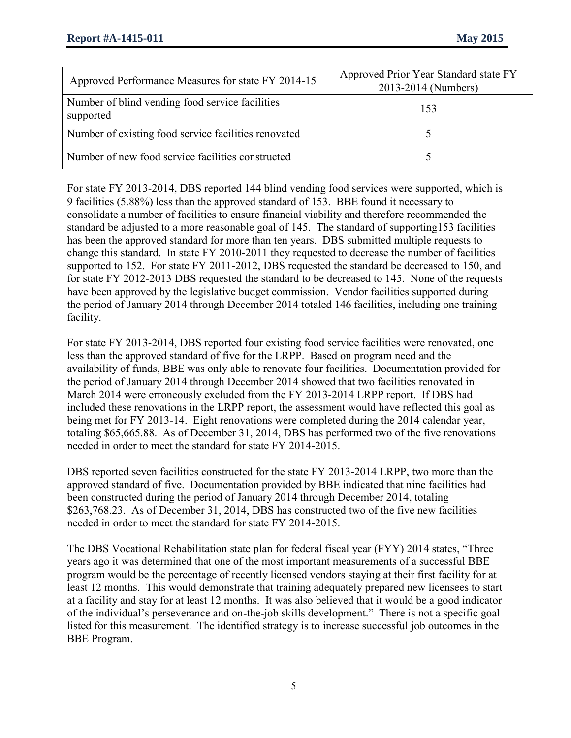| Approved Performance Measures for state FY 2014-15 | Approved Prior Year Standard state FY 2013-2014 (Numbers) |
|---|---|
| Number of blind vending food service facilities supported | 153 |
| Number of existing food service facilities renovated | 5 |
| Number of new food service facilities constructed | 5 |

For state FY 2013-2014, DBS reported 144 blind vending food services were supported, which is 9 facilities (5.88%) less than the approved standard of 153. BBE found it necessary to consolidate a number of facilities to ensure financial viability and therefore recommended the standard be adjusted to a more reasonable goal of 145. The standard of supporting153 facilities has been the approved standard for more than ten years. DBS submitted multiple requests to change this standard. In state FY 2010-2011 they requested to decrease the number of facilities supported to 152. For state FY 2011-2012, DBS requested the standard be decreased to 150, and for state FY 2012-2013 DBS requested the standard to be decreased to 145. None of the requests have been approved by the legislative budget commission. Vendor facilities supported during the period of January 2014 through December 2014 totaled 146 facilities, including one training facility.

For state FY 2013-2014, DBS reported four existing food service facilities were renovated, one less than the approved standard of five for the LRPP. Based on program need and the availability of funds, BBE was only able to renovate four facilities. Documentation provided for the period of January 2014 through December 2014 showed that two facilities renovated in March 2014 were erroneously excluded from the FY 2013-2014 LRPP report. If DBS had included these renovations in the LRPP report, the assessment would have reflected this goal as being met for FY 2013-14. Eight renovations were completed during the 2014 calendar year, totaling $65,665.88. As of December 31, 2014, DBS has performed two of the five renovations needed in order to meet the standard for state FY 2014-2015.

DBS reported seven facilities constructed for the state FY 2013-2014 LRPP, two more than the approved standard of five. Documentation provided by BBE indicated that nine facilities had been constructed during the period of January 2014 through December 2014, totaling $263,768.23. As of December 31, 2014, DBS has constructed two of the five new facilities needed in order to meet the standard for state FY 2014-2015.

The DBS Vocational Rehabilitation state plan for federal fiscal year (FYY) 2014 states, "Three years ago it was determined that one of the most important measurements of a successful BBE program would be the percentage of recently licensed vendors staying at their first facility for at least 12 months. This would demonstrate that training adequately prepared new licensees to start at a facility and stay for at least 12 months. It was also believed that it would be a good indicator of the individual's perseverance and on-the-job skills development." There is not a specific goal listed for this measurement. The identified strategy is to increase successful job outcomes in the BBE Program.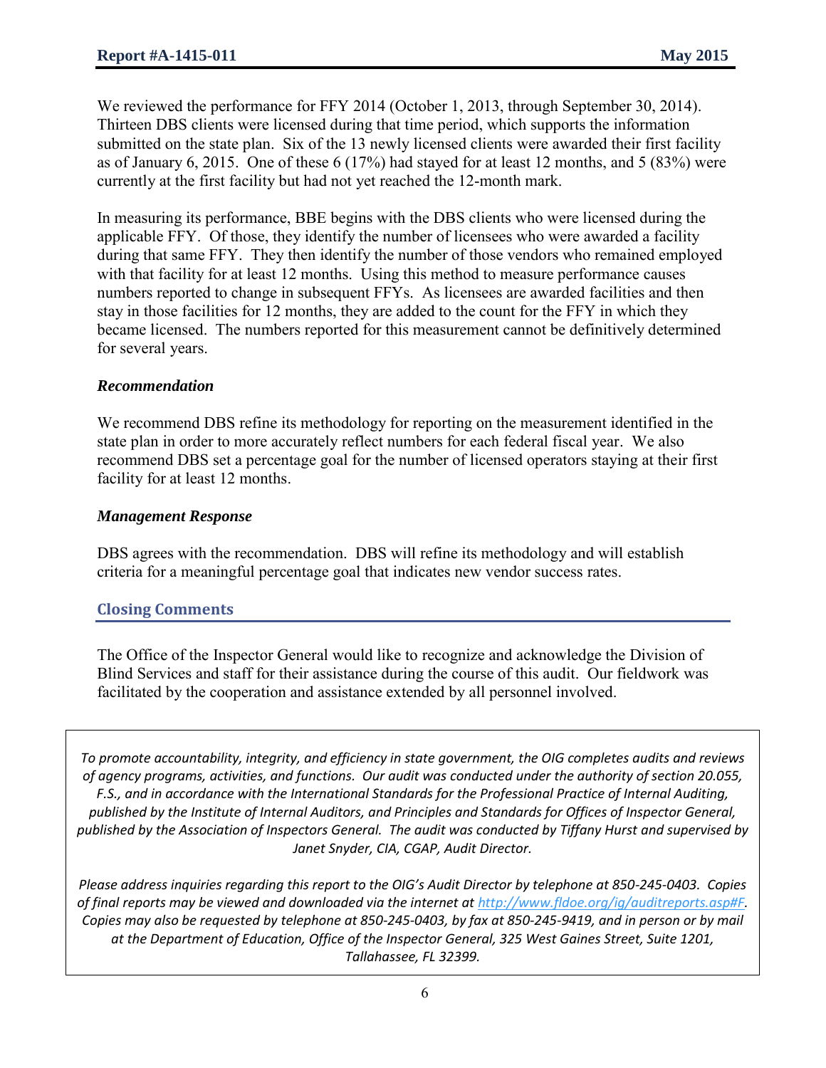We reviewed the performance for FFY 2014 (October 1, 2013, through September 30, 2014). Thirteen DBS clients were licensed during that time period, which supports the information submitted on the state plan. Six of the 13 newly licensed clients were awarded their first facility as of January 6, 2015. One of these 6 (17%) had stayed for at least 12 months, and 5 (83%) were currently at the first facility but had not yet reached the 12-month mark.

In measuring its performance, BBE begins with the DBS clients who were licensed during the applicable FFY. Of those, they identify the number of licensees who were awarded a facility during that same FFY. They then identify the number of those vendors who remained employed with that facility for at least 12 months. Using this method to measure performance causes numbers reported to change in subsequent FFYs. As licensees are awarded facilities and then stay in those facilities for 12 months, they are added to the count for the FFY in which they became licensed. The numbers reported for this measurement cannot be definitively determined for several years.

***Recommendation***

We recommend DBS refine its methodology for reporting on the measurement identified in the state plan in order to more accurately reflect numbers for each federal fiscal year. We also recommend DBS set a percentage goal for the number of licensed operators staying at their first facility for at least 12 months.

***Management Response***

DBS agrees with the recommendation. DBS will refine its methodology and will establish criteria for a meaningful percentage goal that indicates new vendor success rates.

## Closing Comments

The Office of the Inspector General would like to recognize and acknowledge the Division of Blind Services and staff for their assistance during the course of this audit. Our fieldwork was facilitated by the cooperation and assistance extended by all personnel involved.

*To promote accountability, integrity, and efficiency in state government, the OIG completes audits and reviews of agency programs, activities, and functions. Our audit was conducted under the authority of section 20.055, F.S., and in accordance with the International Standards for the Professional Practice of Internal Auditing, published by the Institute of Internal Auditors, and Principles and Standards for Offices of Inspector General, published by the Association of Inspectors General. The audit was conducted by Tiffany Hurst and supervised by Janet Snyder, CIA, CGAP, Audit Director.*

*Please address inquiries regarding this report to the OIG's Audit Director by telephone at 850-245-0403. Copies of final reports may be viewed and downloaded via the internet at [http://www.fldoe.org/ig/auditreports.asp#F](http://www.fldoe.org/ig/auditreports.asp#F). Copies may also be requested by telephone at 850-245-0403, by fax at 850-245-9419, and in person or by mail at the Department of Education, Office of the Inspector General, 325 West Gaines Street, Suite 1201, Tallahassee, FL 32399.*